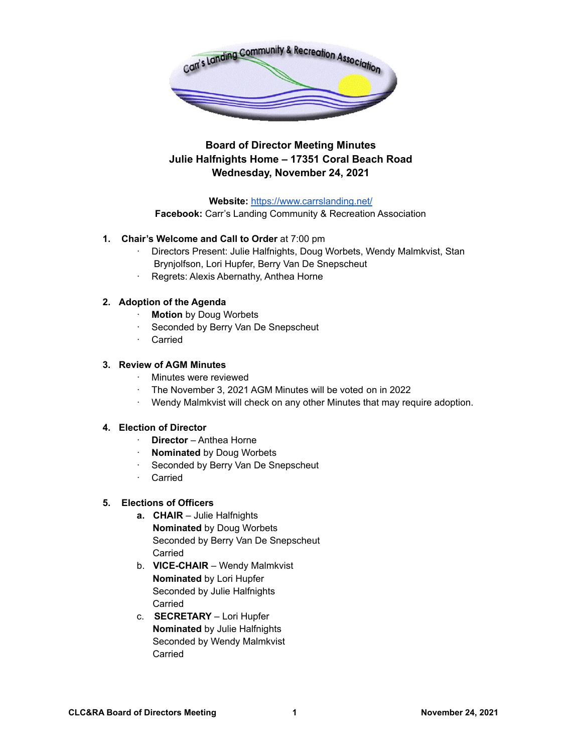**Board of Director Meeting Minutes**
**Julie Halfnights Home – 17351 Coral Beach Road**
**Wednesday, November 24, 2021**

**Website:** https://www.carrslanding.net/
**Facebook:** Carr's Landing Community & Recreation Association

1. **Chair's Welcome and Call to Order** at 7:00 pm
   - Directors Present: Julie Halfnights, Doug Worbets, Wendy Malmkvist, Stan Brynjolfson, Lori Hupfer, Berry Van De Snepscheut
   - Regrets: Alexis Abernathy, Anthea Horne

2. **Adoption of the Agenda**
   - **Motion** by Doug Worbets
   - Seconded by Berry Van De Snepscheut
   - Carried

3. **Review of AGM Minutes**
   - Minutes were reviewed
   - The November 3, 2021 AGM Minutes will be voted on in 2022
   - Wendy Malmkvist will check on any other Minutes that may require adoption.

4. **Election of Director**
   - **Director** – Anthea Horne
   - **Nominated** by Doug Worbets
   - Seconded by Berry Van De Snepscheut
   - Carried

5. **Elections of Officers**
   a. **CHAIR** – Julie Halfnights
      **Nominated** by Doug Worbets
      Seconded by Berry Van De Snepscheut
      Carried
   b. **VICE-CHAIR** – Wendy Malmkvist
      **Nominated** by Lori Hupfer
      Seconded by Julie Halfnights
      Carried
   c. **SECRETARY** – Lori Hupfer
      **Nominated** by Julie Halfnights
      Seconded by Wendy Malmkvist
      Carried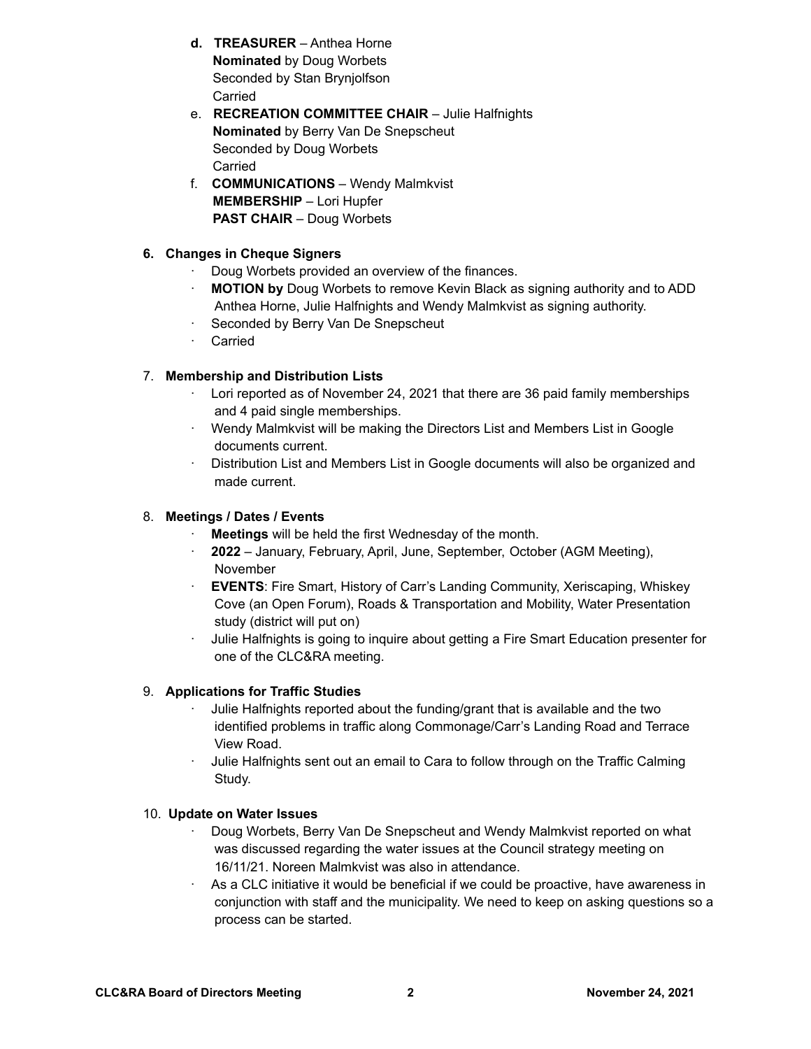d. **TREASURER** – Anthea Horne
   **Nominated** by Doug Worbets
   Seconded by Stan Brynjolfson
   Carried
e. **RECREATION COMMITTEE CHAIR** – Julie Halfnights
   **Nominated** by Berry Van De Snepscheut
   Seconded by Doug Worbets
   Carried
f. **COMMUNICATIONS** – Wendy Malmkvist
   **MEMBERSHIP** – Lori Hupfer
   **PAST CHAIR** – Doug Worbets

**6. Changes in Cheque Signers**

- Doug Worbets provided an overview of the finances.
- **MOTION by** Doug Worbets to remove Kevin Black as signing authority and to ADD Anthea Horne, Julie Halfnights and Wendy Malmkvist as signing authority.
- Seconded by Berry Van De Snepscheut
- Carried

7. **Membership and Distribution Lists**

- Lori reported as of November 24, 2021 that there are 36 paid family memberships and 4 paid single memberships.
- Wendy Malmkvist will be making the Directors List and Members List in Google documents current.
- Distribution List and Members List in Google documents will also be organized and made current.

8. **Meetings / Dates / Events**

- **Meetings** will be held the first Wednesday of the month.
- **2022** – January, February, April, June, September, October (AGM Meeting), November
- **EVENTS**: Fire Smart, History of Carr's Landing Community, Xeriscaping, Whiskey Cove (an Open Forum), Roads & Transportation and Mobility, Water Presentation study (district will put on)
- Julie Halfnights is going to inquire about getting a Fire Smart Education presenter for one of the CLC&RA meeting.

9. **Applications for Traffic Studies**

- Julie Halfnights reported about the funding/grant that is available and the two identified problems in traffic along Commonage/Carr's Landing Road and Terrace View Road.
- Julie Halfnights sent out an email to Cara to follow through on the Traffic Calming Study.

10. **Update on Water Issues**

- Doug Worbets, Berry Van De Snepscheut and Wendy Malmkvist reported on what was discussed regarding the water issues at the Council strategy meeting on 16/11/21. Noreen Malmkvist was also in attendance.
- As a CLC initiative it would be beneficial if we could be proactive, have awareness in conjunction with staff and the municipality. We need to keep on asking questions so a process can be started.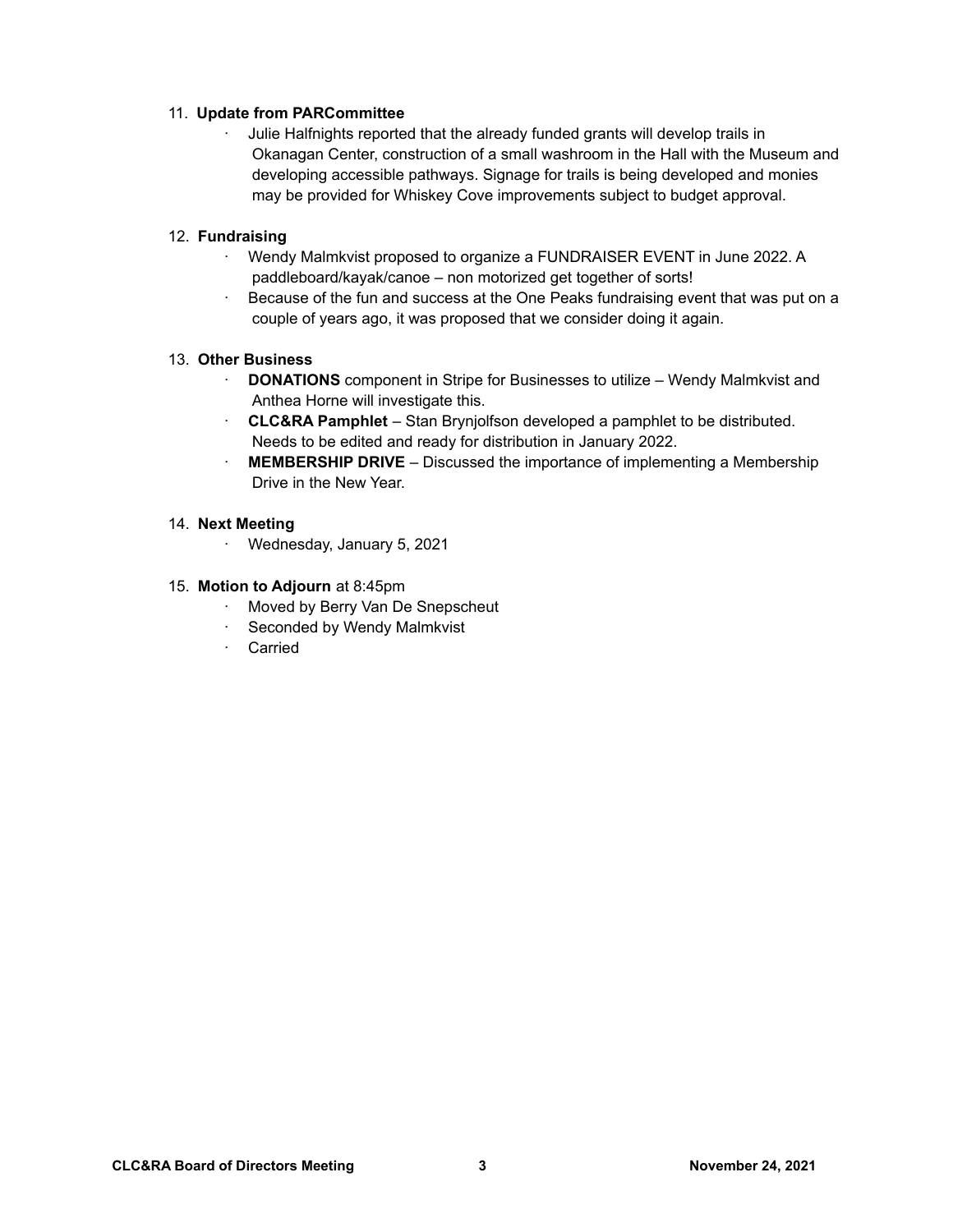11. **Update from PARCommittee**
    - Julie Halfnights reported that the already funded grants will develop trails in Okanagan Center, construction of a small washroom in the Hall with the Museum and developing accessible pathways. Signage for trails is being developed and monies may be provided for Whiskey Cove improvements subject to budget approval.

12. **Fundraising**
    - Wendy Malmkvist proposed to organize a FUNDRAISER EVENT in June 2022. A paddleboard/kayak/canoe – non motorized get together of sorts!
    - Because of the fun and success at the One Peaks fundraising event that was put on a couple of years ago, it was proposed that we consider doing it again.

13. **Other Business**
    - **DONATIONS** component in Stripe for Businesses to utilize – Wendy Malmkvist and Anthea Horne will investigate this.
    - **CLC&RA Pamphlet** – Stan Brynjolfson developed a pamphlet to be distributed. Needs to be edited and ready for distribution in January 2022.
    - **MEMBERSHIP DRIVE** – Discussed the importance of implementing a Membership Drive in the New Year.

14. **Next Meeting**
    - Wednesday, January 5, 2021

15. **Motion to Adjourn** at 8:45pm
    - Moved by Berry Van De Snepscheut
    - Seconded by Wendy Malmkvist
    - Carried